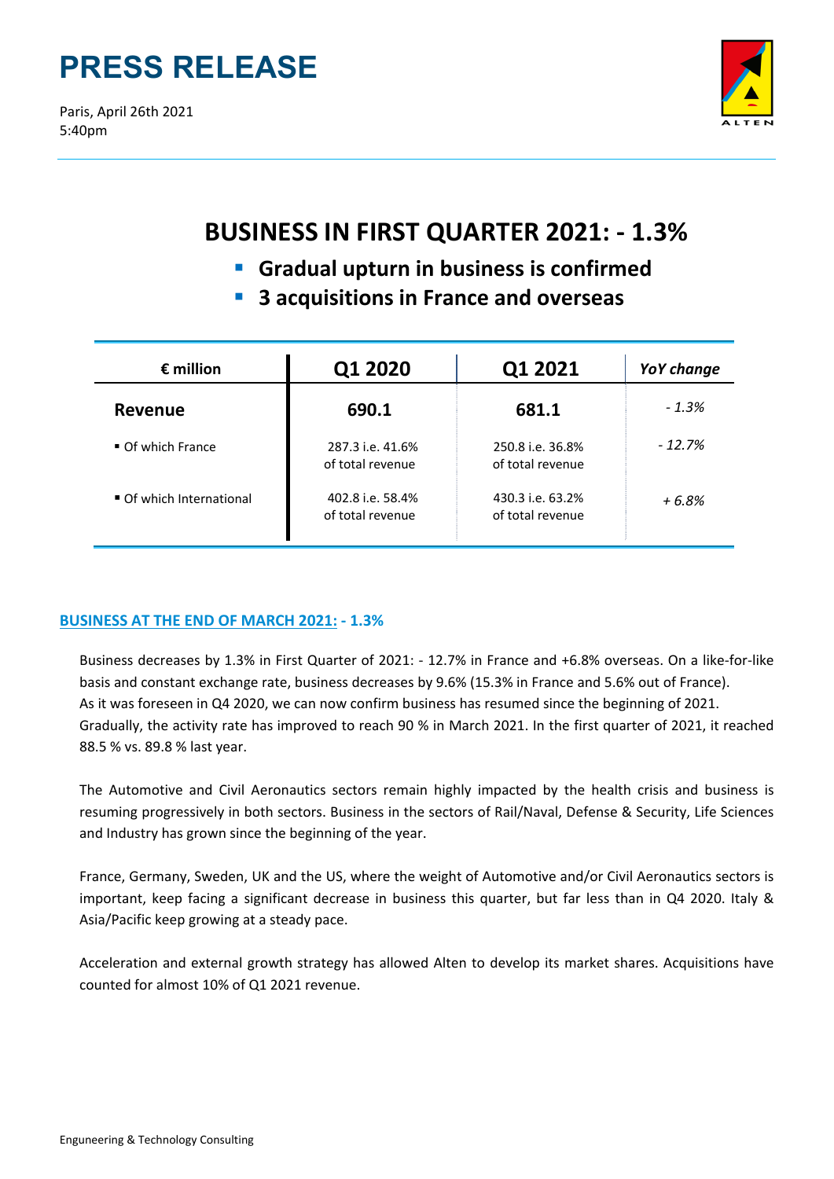# PRESS RELEASE

Paris, April 26th 2021
5:40pm

## BUSINESS IN FIRST QUARTER 2021: - 1.3%

- **Gradual upturn in business is confirmed**
- **3 acquisitions in France and overseas**

| € million | Q1 2020 | Q1 2021 | *YoY change* |
|---|---|---|---|
| **Revenue** | **690.1** | **681.1** | *- 1.3%* |
| ▪ Of which France | 287.3 i.e. 41.6% of total revenue | 250.8 i.e. 36.8% of total revenue | *- 12.7%* |
| ▪ Of which International | 402.8 i.e. 58.4% of total revenue | 430.3 i.e. 63.2% of total revenue | *+ 6.8%* |

### BUSINESS AT THE END OF MARCH 2021: - 1.3%

Business decreases by 1.3% in First Quarter of 2021: - 12.7% in France and +6.8% overseas. On a like-for-like basis and constant exchange rate, business decreases by 9.6% (15.3% in France and 5.6% out of France).
As it was foreseen in Q4 2020, we can now confirm business has resumed since the beginning of 2021.
Gradually, the activity rate has improved to reach 90 % in March 2021. In the first quarter of 2021, it reached 88.5 % vs. 89.8 % last year.

The Automotive and Civil Aeronautics sectors remain highly impacted by the health crisis and business is resuming progressively in both sectors. Business in the sectors of Rail/Naval, Defense & Security, Life Sciences and Industry has grown since the beginning of the year.

France, Germany, Sweden, UK and the US, where the weight of Automotive and/or Civil Aeronautics sectors is important, keep facing a significant decrease in business this quarter, but far less than in Q4 2020. Italy & Asia/Pacific keep growing at a steady pace.

Acceleration and external growth strategy has allowed Alten to develop its market shares. Acquisitions have counted for almost 10% of Q1 2021 revenue.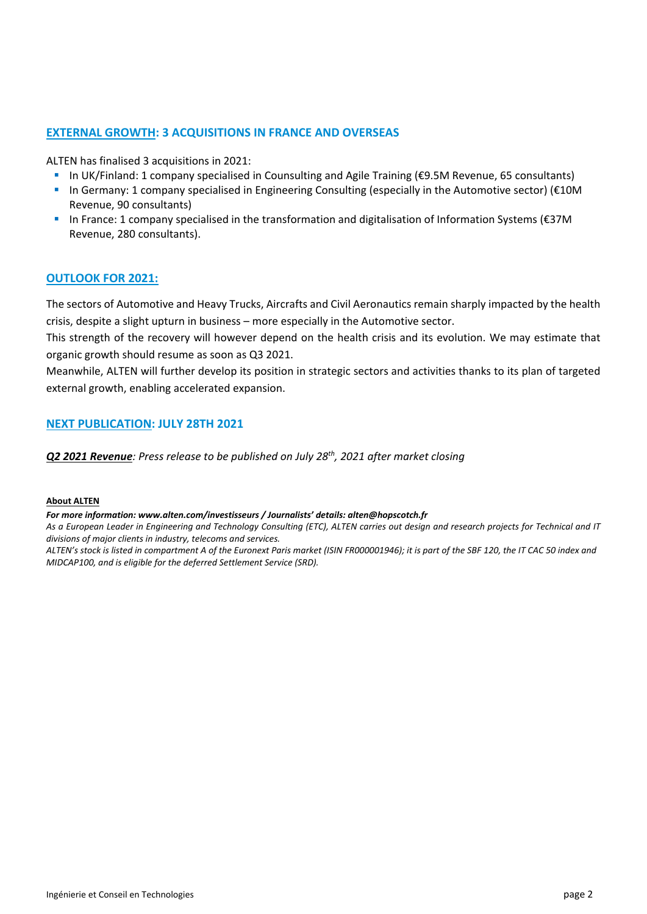## EXTERNAL GROWTH: 3 ACQUISITIONS IN FRANCE AND OVERSEAS

ALTEN has finalised 3 acquisitions in 2021:

- In UK/Finland: 1 company specialised in Counsulting and Agile Training (€9.5M Revenue, 65 consultants)
- In Germany: 1 company specialised in Engineering Consulting (especially in the Automotive sector) (€10M Revenue, 90 consultants)
- In France: 1 company specialised in the transformation and digitalisation of Information Systems (€37M Revenue, 280 consultants).

## OUTLOOK FOR 2021:

The sectors of Automotive and Heavy Trucks, Aircrafts and Civil Aeronautics remain sharply impacted by the health crisis, despite a slight upturn in business – more especially in the Automotive sector.

This strength of the recovery will however depend on the health crisis and its evolution. We may estimate that organic growth should resume as soon as Q3 2021.

Meanwhile, ALTEN will further develop its position in strategic sectors and activities thanks to its plan of targeted external growth, enabling accelerated expansion.

## NEXT PUBLICATION: JULY 28TH 2021

***Q2 2021 Revenue**: Press release to be published on July 28th, 2021 after market closing*

**About ALTEN**

***For more information: www.alten.com/investisseurs / Journalists' details: alten@hopscotch.fr***

*As a European Leader in Engineering and Technology Consulting (ETC), ALTEN carries out design and research projects for Technical and IT divisions of major clients in industry, telecoms and services.*

*ALTEN's stock is listed in compartment A of the Euronext Paris market (ISIN FR000001946); it is part of the SBF 120, the IT CAC 50 index and MIDCAP100, and is eligible for the deferred Settlement Service (SRD).*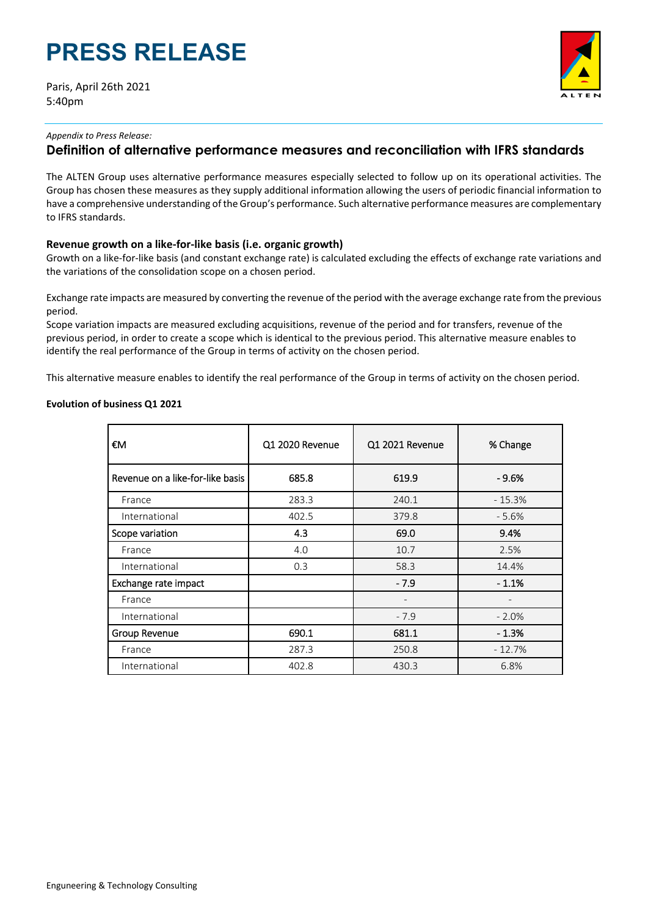# PRESS RELEASE

Paris, April 26th 2021
5:40pm

*Appendix to Press Release:*

## Definition of alternative performance measures and reconciliation with IFRS standards

The ALTEN Group uses alternative performance measures especially selected to follow up on its operational activities. The Group has chosen these measures as they supply additional information allowing the users of periodic financial information to have a comprehensive understanding of the Group's performance. Such alternative performance measures are complementary to IFRS standards.

### Revenue growth on a like-for-like basis (i.e. organic growth)

Growth on a like-for-like basis (and constant exchange rate) is calculated excluding the effects of exchange rate variations and the variations of the consolidation scope on a chosen period.

Exchange rate impacts are measured by converting the revenue of the period with the average exchange rate from the previous period.
Scope variation impacts are measured excluding acquisitions, revenue of the period and for transfers, revenue of the previous period, in order to create a scope which is identical to the previous period. This alternative measure enables to identify the real performance of the Group in terms of activity on the chosen period.

This alternative measure enables to identify the real performance of the Group in terms of activity on the chosen period.

**Evolution of business Q1 2021**

| €M | Q1 2020 Revenue | Q1 2021 Revenue | % Change |
|---|---|---|---|
| Revenue on a like-for-like basis | 685.8 | 619.9 | - 9.6% |
| France | 283.3 | 240.1 | - 15.3% |
| International | 402.5 | 379.8 | - 5.6% |
| Scope variation | 4.3 | 69.0 | 9.4% |
| France | 4.0 | 10.7 | 2.5% |
| International | 0.3 | 58.3 | 14.4% |
| Exchange rate impact | | - 7.9 | - 1.1% |
| France | | - | - |
| International | | - 7.9 | - 2.0% |
| Group Revenue | 690.1 | 681.1 | - 1.3% |
| France | 287.3 | 250.8 | - 12.7% |
| International | 402.8 | 430.3 | 6.8% |